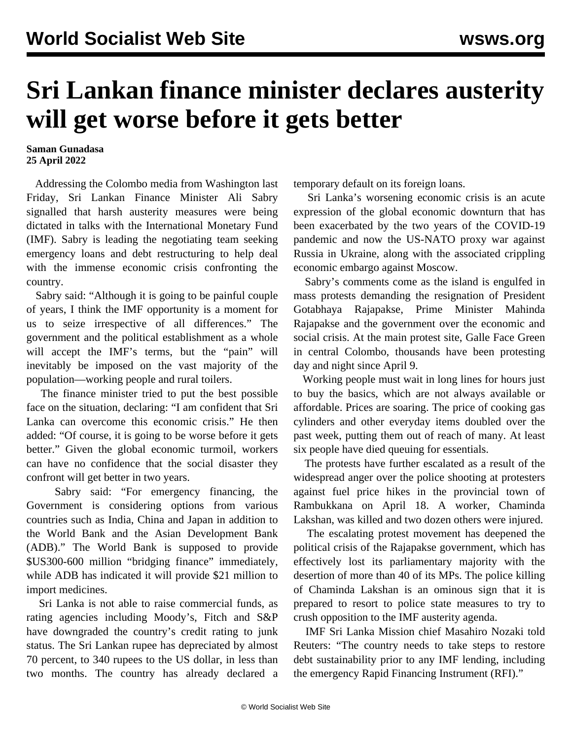# Sri Lankan finance minister declares austerity will get worse before it gets better

**Saman Gunadasa**
**25 April 2022**

Addressing the Colombo media from Washington last Friday, Sri Lankan Finance Minister Ali Sabry signalled that harsh austerity measures were being dictated in talks with the International Monetary Fund (IMF). Sabry is leading the negotiating team seeking emergency loans and debt restructuring to help deal with the immense economic crisis confronting the country.

Sabry said: "Although it is going to be painful couple of years, I think the IMF opportunity is a moment for us to seize irrespective of all differences." The government and the political establishment as a whole will accept the IMF's terms, but the "pain" will inevitably be imposed on the vast majority of the population—working people and rural toilers.

The finance minister tried to put the best possible face on the situation, declaring: "I am confident that Sri Lanka can overcome this economic crisis." He then added: "Of course, it is going to be worse before it gets better." Given the global economic turmoil, workers can have no confidence that the social disaster they confront will get better in two years.

Sabry said: "For emergency financing, the Government is considering options from various countries such as India, China and Japan in addition to the World Bank and the Asian Development Bank (ADB)." The World Bank is supposed to provide $US300-600 million "bridging finance" immediately, while ADB has indicated it will provide $21 million to import medicines.

Sri Lanka is not able to raise commercial funds, as rating agencies including Moody's, Fitch and S&P have downgraded the country's credit rating to junk status. The Sri Lankan rupee has depreciated by almost 70 percent, to 340 rupees to the US dollar, in less than two months. The country has already declared a temporary default on its foreign loans.

Sri Lanka's worsening economic crisis is an acute expression of the global economic downturn that has been exacerbated by the two years of the COVID-19 pandemic and now the US-NATO proxy war against Russia in Ukraine, along with the associated crippling economic embargo against Moscow.

Sabry's comments come as the island is engulfed in mass protests demanding the resignation of President Gotabhaya Rajapakse, Prime Minister Mahinda Rajapakse and the government over the economic and social crisis. At the main protest site, Galle Face Green in central Colombo, thousands have been protesting day and night since April 9.

Working people must wait in long lines for hours just to buy the basics, which are not always available or affordable. Prices are soaring. The price of cooking gas cylinders and other everyday items doubled over the past week, putting them out of reach of many. At least six people have died queuing for essentials.

The protests have further escalated as a result of the widespread anger over the police shooting at protesters against fuel price hikes in the provincial town of Rambukkana on April 18. A worker, Chaminda Lakshan, was killed and two dozen others were injured.

The escalating protest movement has deepened the political crisis of the Rajapakse government, which has effectively lost its parliamentary majority with the desertion of more than 40 of its MPs. The police killing of Chaminda Lakshan is an ominous sign that it is prepared to resort to police state measures to try to crush opposition to the IMF austerity agenda.

IMF Sri Lanka Mission chief Masahiro Nozaki told Reuters: "The country needs to take steps to restore debt sustainability prior to any IMF lending, including the emergency Rapid Financing Instrument (RFI)."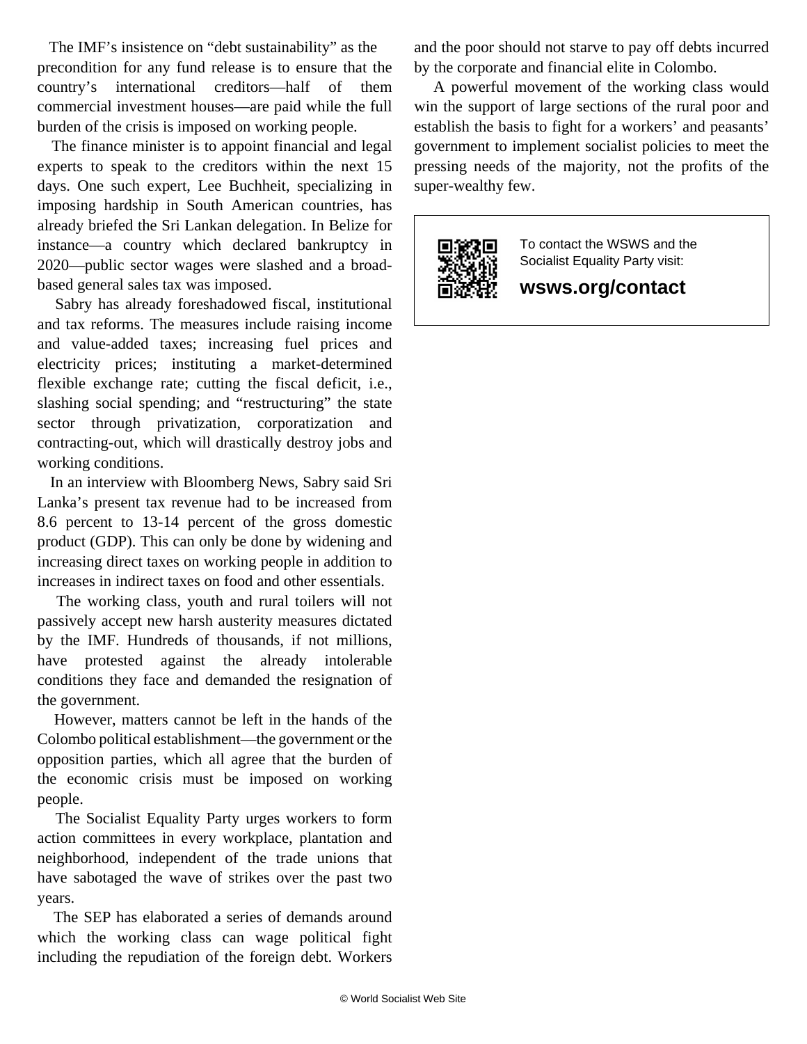The IMF's insistence on "debt sustainability" as the precondition for any fund release is to ensure that the country's international creditors—half of them commercial investment houses—are paid while the full burden of the crisis is imposed on working people.

The finance minister is to appoint financial and legal experts to speak to the creditors within the next 15 days. One such expert, Lee Buchheit, specializing in imposing hardship in South American countries, has already briefed the Sri Lankan delegation. In Belize for instance—a country which declared bankruptcy in 2020—public sector wages were slashed and a broad-based general sales tax was imposed.

Sabry has already foreshadowed fiscal, institutional and tax reforms. The measures include raising income and value-added taxes; increasing fuel prices and electricity prices; instituting a market-determined flexible exchange rate; cutting the fiscal deficit, i.e., slashing social spending; and "restructuring" the state sector through privatization, corporatization and contracting-out, which will drastically destroy jobs and working conditions.

In an interview with Bloomberg News, Sabry said Sri Lanka's present tax revenue had to be increased from 8.6 percent to 13-14 percent of the gross domestic product (GDP). This can only be done by widening and increasing direct taxes on working people in addition to increases in indirect taxes on food and other essentials.

The working class, youth and rural toilers will not passively accept new harsh austerity measures dictated by the IMF. Hundreds of thousands, if not millions, have protested against the already intolerable conditions they face and demanded the resignation of the government.

However, matters cannot be left in the hands of the Colombo political establishment—the government or the opposition parties, which all agree that the burden of the economic crisis must be imposed on working people.

The Socialist Equality Party urges workers to form action committees in every workplace, plantation and neighborhood, independent of the trade unions that have sabotaged the wave of strikes over the past two years.

The SEP has elaborated a series of demands around which the working class can wage political fight including the repudiation of the foreign debt. Workers and the poor should not starve to pay off debts incurred by the corporate and financial elite in Colombo.

A powerful movement of the working class would win the support of large sections of the rural poor and establish the basis to fight for a workers' and peasants' government to implement socialist policies to meet the pressing needs of the majority, not the profits of the super-wealthy few.

To contact the WSWS and the Socialist Equality Party visit:

**wsws.org/contact**